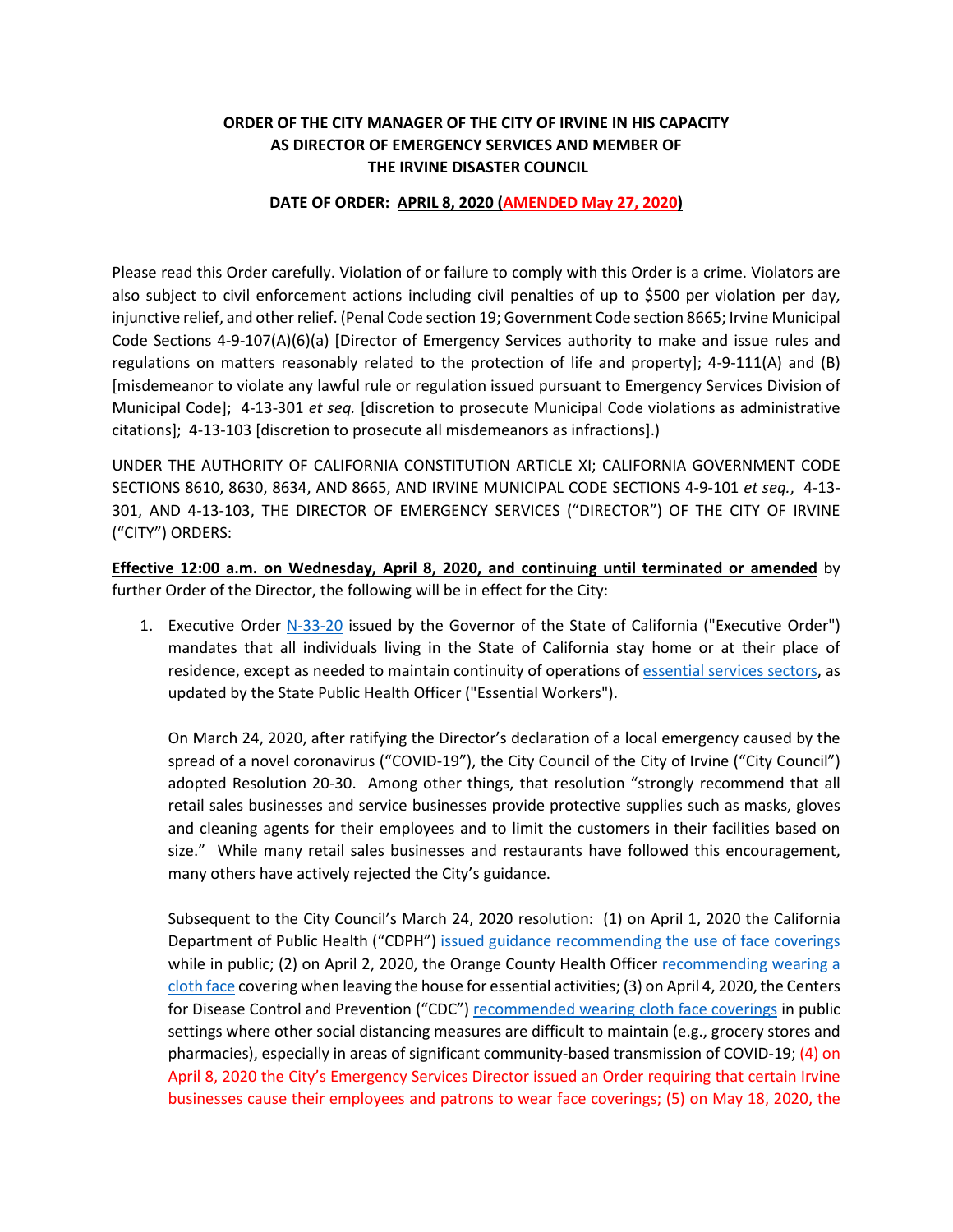**ORDER OF THE CITY MANAGER OF THE CITY OF IRVINE IN HIS CAPACITY AS DIRECTOR OF EMERGENCY SERVICES AND MEMBER OF THE IRVINE DISASTER COUNCIL**

**DATE OF ORDER: APRIL 8, 2020 (AMENDED May 27, 2020)**

Please read this Order carefully. Violation of or failure to comply with this Order is a crime. Violators are also subject to civil enforcement actions including civil penalties of up to $500 per violation per day, injunctive relief, and other relief. (Penal Code section 19; Government Code section 8665; Irvine Municipal Code Sections 4-9-107(A)(6)(a) [Director of Emergency Services authority to make and issue rules and regulations on matters reasonably related to the protection of life and property]; 4-9-111(A) and (B) [misdemeanor to violate any lawful rule or regulation issued pursuant to Emergency Services Division of Municipal Code]; 4-13-301 *et seq.* [discretion to prosecute Municipal Code violations as administrative citations]; 4-13-103 [discretion to prosecute all misdemeanors as infractions].)

UNDER THE AUTHORITY OF CALIFORNIA CONSTITUTION ARTICLE XI; CALIFORNIA GOVERNMENT CODE SECTIONS 8610, 8630, 8634, AND 8665, AND IRVINE MUNICIPAL CODE SECTIONS 4-9-101 *et seq.*, 4-13-301, AND 4-13-103, THE DIRECTOR OF EMERGENCY SERVICES ("DIRECTOR") OF THE CITY OF IRVINE ("CITY") ORDERS:

**Effective 12:00 a.m. on Wednesday, April 8, 2020, and continuing until terminated or amended** by further Order of the Director, the following will be in effect for the City:

1. Executive Order N-33-20 issued by the Governor of the State of California ("Executive Order") mandates that all individuals living in the State of California stay home or at their place of residence, except as needed to maintain continuity of operations of essential services sectors, as updated by the State Public Health Officer ("Essential Workers").

   On March 24, 2020, after ratifying the Director's declaration of a local emergency caused by the spread of a novel coronavirus ("COVID-19"), the City Council of the City of Irvine ("City Council") adopted Resolution 20-30. Among other things, that resolution "strongly recommend that all retail sales businesses and service businesses provide protective supplies such as masks, gloves and cleaning agents for their employees and to limit the customers in their facilities based on size." While many retail sales businesses and restaurants have followed this encouragement, many others have actively rejected the City's guidance.

   Subsequent to the City Council's March 24, 2020 resolution: (1) on April 1, 2020 the California Department of Public Health ("CDPH") issued guidance recommending the use of face coverings while in public; (2) on April 2, 2020, the Orange County Health Officer recommending wearing a cloth face covering when leaving the house for essential activities; (3) on April 4, 2020, the Centers for Disease Control and Prevention ("CDC") recommended wearing cloth face coverings in public settings where other social distancing measures are difficult to maintain (e.g., grocery stores and pharmacies), especially in areas of significant community-based transmission of COVID-19; (4) on April 8, 2020 the City's Emergency Services Director issued an Order requiring that certain Irvine businesses cause their employees and patrons to wear face coverings; (5) on May 18, 2020, the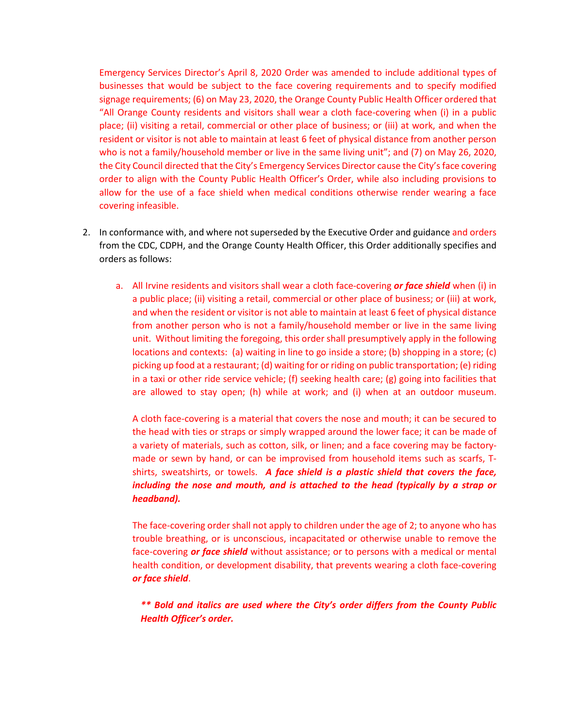Emergency Services Director's April 8, 2020 Order was amended to include additional types of businesses that would be subject to the face covering requirements and to specify modified signage requirements; (6) on May 23, 2020, the Orange County Public Health Officer ordered that "All Orange County residents and visitors shall wear a cloth face-covering when (i) in a public place; (ii) visiting a retail, commercial or other place of business; or (iii) at work, and when the resident or visitor is not able to maintain at least 6 feet of physical distance from another person who is not a family/household member or live in the same living unit"; and (7) on May 26, 2020, the City Council directed that the City's Emergency Services Director cause the City's face covering order to align with the County Public Health Officer's Order, while also including provisions to allow for the use of a face shield when medical conditions otherwise render wearing a face covering infeasible.

2. In conformance with, and where not superseded by the Executive Order and guidance and orders from the CDC, CDPH, and the Orange County Health Officer, this Order additionally specifies and orders as follows:

   a. All Irvine residents and visitors shall wear a cloth face-covering ***or face shield*** when (i) in a public place; (ii) visiting a retail, commercial or other place of business; or (iii) at work, and when the resident or visitor is not able to maintain at least 6 feet of physical distance from another person who is not a family/household member or live in the same living unit. Without limiting the foregoing, this order shall presumptively apply in the following locations and contexts: (a) waiting in line to go inside a store; (b) shopping in a store; (c) picking up food at a restaurant; (d) waiting for or riding on public transportation; (e) riding in a taxi or other ride service vehicle; (f) seeking health care; (g) going into facilities that are allowed to stay open; (h) while at work; and (i) when at an outdoor museum.

      A cloth face-covering is a material that covers the nose and mouth; it can be secured to the head with ties or straps or simply wrapped around the lower face; it can be made of a variety of materials, such as cotton, silk, or linen; and a face covering may be factory-made or sewn by hand, or can be improvised from household items such as scarfs, T-shirts, sweatshirts, or towels. ***A face shield is a plastic shield that covers the face, including the nose and mouth, and is attached to the head (typically by a strap or headband).***

      The face-covering order shall not apply to children under the age of 2; to anyone who has trouble breathing, or is unconscious, incapacitated or otherwise unable to remove the face-covering ***or face shield*** without assistance; or to persons with a medical or mental health condition, or development disability, that prevents wearing a cloth face-covering ***or face shield***.

      ***\*\* Bold and italics are used where the City's order differs from the County Public Health Officer's order.***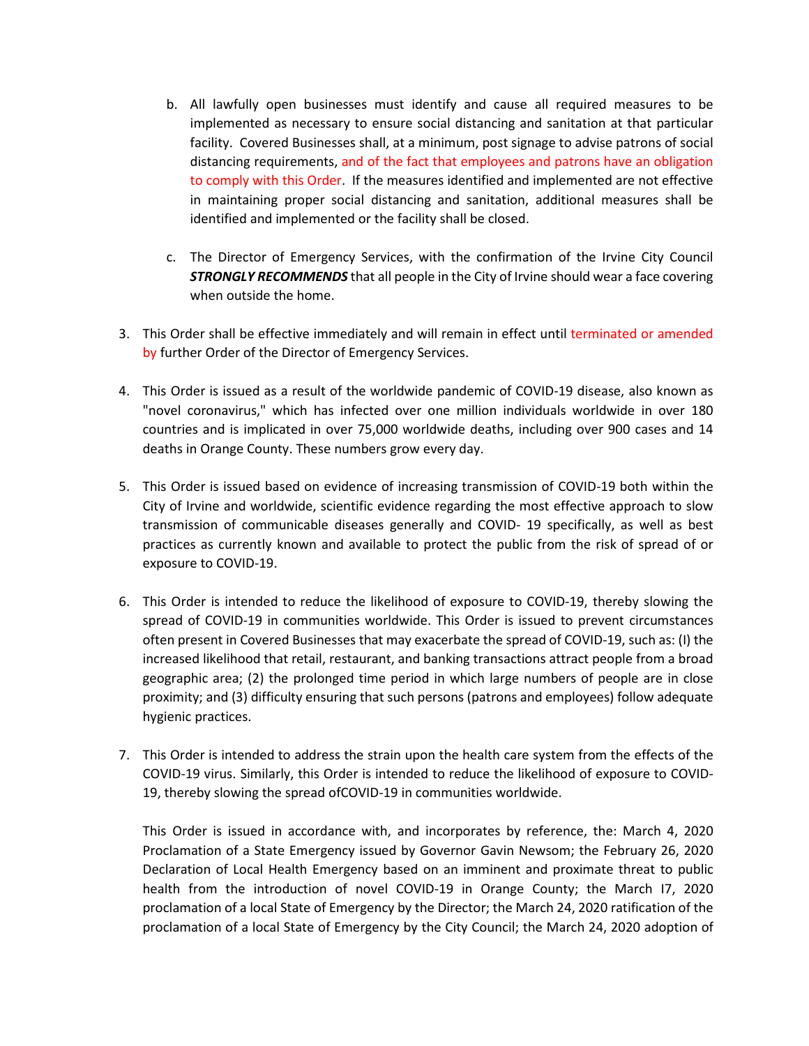b. All lawfully open businesses must identify and cause all required measures to be implemented as necessary to ensure social distancing and sanitation at that particular facility. Covered Businesses shall, at a minimum, post signage to advise patrons of social distancing requirements, and of the fact that employees and patrons have an obligation to comply with this Order. If the measures identified and implemented are not effective in maintaining proper social distancing and sanitation, additional measures shall be identified and implemented or the facility shall be closed.

   c. The Director of Emergency Services, with the confirmation of the Irvine City Council ***STRONGLY RECOMMENDS*** that all people in the City of Irvine should wear a face covering when outside the home.

3. This Order shall be effective immediately and will remain in effect until terminated or amended by further Order of the Director of Emergency Services.

4. This Order is issued as a result of the worldwide pandemic of COVID-19 disease, also known as "novel coronavirus," which has infected over one million individuals worldwide in over 180 countries and is implicated in over 75,000 worldwide deaths, including over 900 cases and 14 deaths in Orange County. These numbers grow every day.

5. This Order is issued based on evidence of increasing transmission of COVID-19 both within the City of Irvine and worldwide, scientific evidence regarding the most effective approach to slow transmission of communicable diseases generally and COVID- 19 specifically, as well as best practices as currently known and available to protect the public from the risk of spread of or exposure to COVID-19.

6. This Order is intended to reduce the likelihood of exposure to COVID-19, thereby slowing the spread of COVID-19 in communities worldwide. This Order is issued to prevent circumstances often present in Covered Businesses that may exacerbate the spread of COVID-19, such as: (I) the increased likelihood that retail, restaurant, and banking transactions attract people from a broad geographic area; (2) the prolonged time period in which large numbers of people are in close proximity; and (3) difficulty ensuring that such persons (patrons and employees) follow adequate hygienic practices.

7. This Order is intended to address the strain upon the health care system from the effects of the COVID-19 virus. Similarly, this Order is intended to reduce the likelihood of exposure to COVID-19, thereby slowing the spread ofCOVID-19 in communities worldwide.

   This Order is issued in accordance with, and incorporates by reference, the: March 4, 2020 Proclamation of a State Emergency issued by Governor Gavin Newsom; the February 26, 2020 Declaration of Local Health Emergency based on an imminent and proximate threat to public health from the introduction of novel COVID-19 in Orange County; the March I7, 2020 proclamation of a local State of Emergency by the Director; the March 24, 2020 ratification of the proclamation of a local State of Emergency by the City Council; the March 24, 2020 adoption of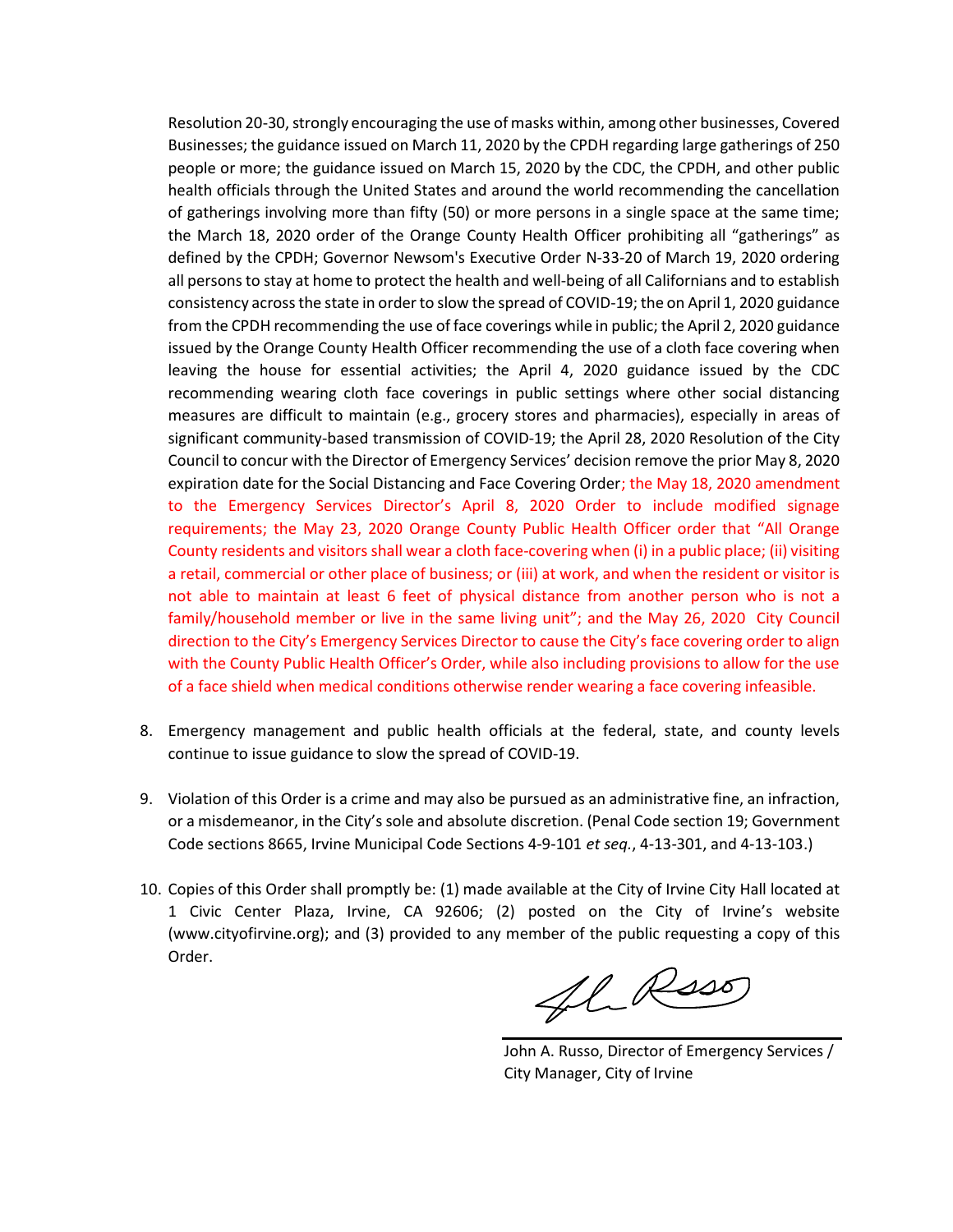Resolution 20-30, strongly encouraging the use of masks within, among other businesses, Covered Businesses; the guidance issued on March 11, 2020 by the CPDH regarding large gatherings of 250 people or more; the guidance issued on March 15, 2020 by the CDC, the CPDH, and other public health officials through the United States and around the world recommending the cancellation of gatherings involving more than fifty (50) or more persons in a single space at the same time; the March 18, 2020 order of the Orange County Health Officer prohibiting all "gatherings" as defined by the CPDH; Governor Newsom's Executive Order N-33-20 of March 19, 2020 ordering all persons to stay at home to protect the health and well-being of all Californians and to establish consistency across the state in order to slow the spread of COVID-19; the on April 1, 2020 guidance from the CPDH recommending the use of face coverings while in public; the April 2, 2020 guidance issued by the Orange County Health Officer recommending the use of a cloth face covering when leaving the house for essential activities; the April 4, 2020 guidance issued by the CDC recommending wearing cloth face coverings in public settings where other social distancing measures are difficult to maintain (e.g., grocery stores and pharmacies), especially in areas of significant community-based transmission of COVID-19; the April 28, 2020 Resolution of the City Council to concur with the Director of Emergency Services' decision remove the prior May 8, 2020 expiration date for the Social Distancing and Face Covering Order; the May 18, 2020 amendment to the Emergency Services Director's April 8, 2020 Order to include modified signage requirements; the May 23, 2020 Orange County Public Health Officer order that "All Orange County residents and visitors shall wear a cloth face-covering when (i) in a public place; (ii) visiting a retail, commercial or other place of business; or (iii) at work, and when the resident or visitor is not able to maintain at least 6 feet of physical distance from another person who is not a family/household member or live in the same living unit"; and the May 26, 2020 City Council direction to the City's Emergency Services Director to cause the City's face covering order to align with the County Public Health Officer's Order, while also including provisions to allow for the use of a face shield when medical conditions otherwise render wearing a face covering infeasible.

8. Emergency management and public health officials at the federal, state, and county levels continue to issue guidance to slow the spread of COVID-19.

9. Violation of this Order is a crime and may also be pursued as an administrative fine, an infraction, or a misdemeanor, in the City's sole and absolute discretion. (Penal Code section 19; Government Code sections 8665, Irvine Municipal Code Sections 4-9-101 *et seq.*, 4-13-301, and 4-13-103.)

10. Copies of this Order shall promptly be: (1) made available at the City of Irvine City Hall located at 1 Civic Center Plaza, Irvine, CA 92606; (2) posted on the City of Irvine's website (www.cityofirvine.org); and (3) provided to any member of the public requesting a copy of this Order.

John A. Russo, Director of Emergency Services / City Manager, City of Irvine